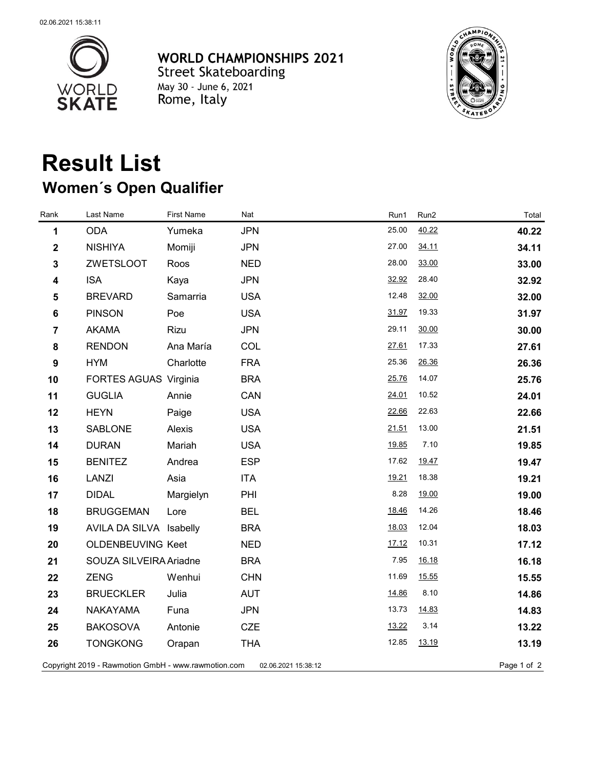**WORLD CHAMPIONSHIPS 2021**
Street Skateboarding
May 30 - June 6, 2021
Rome, Italy

# Result List

## Women´s Open Qualifier

| Rank | Last Name | First Name | Nat | Run1 | Run2 | Total |
|---|---|---|---|---|---|---|
| 1 | ODA | Yumeka | JPN | 25.00 | 40.22 | **40.22** |
| 2 | NISHIYA | Momiji | JPN | 27.00 | 34.11 | **34.11** |
| 3 | ZWETSLOOT | Roos | NED | 28.00 | 33.00 | **33.00** |
| 4 | ISA | Kaya | JPN | 32.92 | 28.40 | **32.92** |
| 5 | BREVARD | Samarria | USA | 12.48 | 32.00 | **32.00** |
| 6 | PINSON | Poe | USA | 31.97 | 19.33 | **31.97** |
| 7 | AKAMA | Rizu | JPN | 29.11 | 30.00 | **30.00** |
| 8 | RENDON | Ana María | COL | 27.61 | 17.33 | **27.61** |
| 9 | HYM | Charlotte | FRA | 25.36 | 26.36 | **26.36** |
| 10 | FORTES AGUAS | Virginia | BRA | 25.76 | 14.07 | **25.76** |
| 11 | GUGLIA | Annie | CAN | 24.01 | 10.52 | **24.01** |
| 12 | HEYN | Paige | USA | 22.66 | 22.63 | **22.66** |
| 13 | SABLONE | Alexis | USA | 21.51 | 13.00 | **21.51** |
| 14 | DURAN | Mariah | USA | 19.85 | 7.10 | **19.85** |
| 15 | BENITEZ | Andrea | ESP | 17.62 | 19.47 | **19.47** |
| 16 | LANZI | Asia | ITA | 19.21 | 18.38 | **19.21** |
| 17 | DIDAL | Margielyn | PHI | 8.28 | 19.00 | **19.00** |
| 18 | BRUGGEMAN | Lore | BEL | 18.46 | 14.26 | **18.46** |
| 19 | AVILA DA SILVA | Isabelly | BRA | 18.03 | 12.04 | **18.03** |
| 20 | OLDENBEUVING | Keet | NED | 17.12 | 10.31 | **17.12** |
| 21 | SOUZA SILVEIRA | Ariadne | BRA | 7.95 | 16.18 | **16.18** |
| 22 | ZENG | Wenhui | CHN | 11.69 | 15.55 | **15.55** |
| 23 | BRUECKLER | Julia | AUT | 14.86 | 8.10 | **14.86** |
| 24 | NAKAYAMA | Funa | JPN | 13.73 | 14.83 | **14.83** |
| 25 | BAKOSOVA | Antonie | CZE | 13.22 | 3.14 | **13.22** |
| 26 | TONGKONG | Orapan | THA | 12.85 | 13.19 | **13.19** |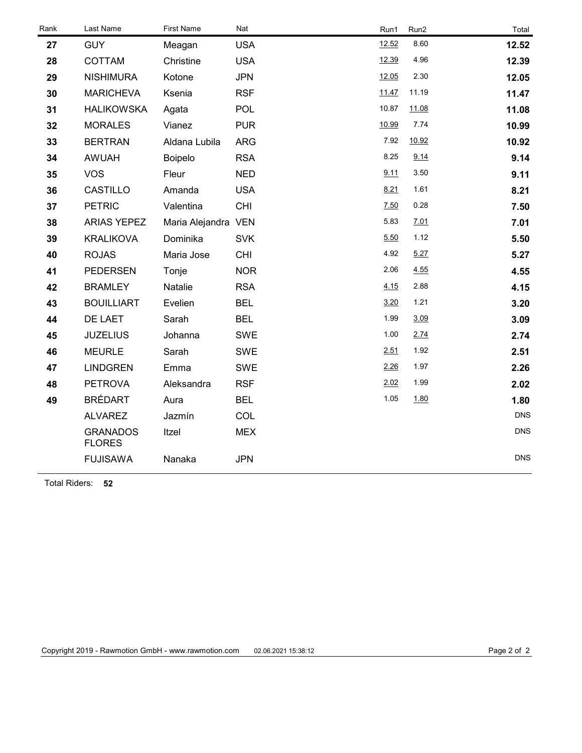| Rank | Last Name | First Name | Nat | Run1 | Run2 | Total |
|---|---|---|---|---|---|---|
| **27** | GUY | Meagan | USA | 12.52 | 8.60 | **12.52** |
| **28** | COTTAM | Christine | USA | 12.39 | 4.96 | **12.39** |
| **29** | NISHIMURA | Kotone | JPN | 12.05 | 2.30 | **12.05** |
| **30** | MARICHEVA | Ksenia | RSF | 11.47 | 11.19 | **11.47** |
| **31** | HALIKOWSKA | Agata | POL | 10.87 | 11.08 | **11.08** |
| **32** | MORALES | Vianez | PUR | 10.99 | 7.74 | **10.99** |
| **33** | BERTRAN | Aldana Lubila | ARG | 7.92 | 10.92 | **10.92** |
| **34** | AWUAH | Boipelo | RSA | 8.25 | 9.14 | **9.14** |
| **35** | VOS | Fleur | NED | 9.11 | 3.50 | **9.11** |
| **36** | CASTILLO | Amanda | USA | 8.21 | 1.61 | **8.21** |
| **37** | PETRIC | Valentina | CHI | 7.50 | 0.28 | **7.50** |
| **38** | ARIAS YEPEZ | Maria Alejandra | VEN | 5.83 | 7.01 | **7.01** |
| **39** | KRALIKOVA | Dominika | SVK | 5.50 | 1.12 | **5.50** |
| **40** | ROJAS | Maria Jose | CHI | 4.92 | 5.27 | **5.27** |
| **41** | PEDERSEN | Tonje | NOR | 2.06 | 4.55 | **4.55** |
| **42** | BRAMLEY | Natalie | RSA | 4.15 | 2.88 | **4.15** |
| **43** | BOUILLIART | Evelien | BEL | 3.20 | 1.21 | **3.20** |
| **44** | DE LAET | Sarah | BEL | 1.99 | 3.09 | **3.09** |
| **45** | JUZELIUS | Johanna | SWE | 1.00 | 2.74 | **2.74** |
| **46** | MEURLE | Sarah | SWE | 2.51 | 1.92 | **2.51** |
| **47** | LINDGREN | Emma | SWE | 2.26 | 1.97 | **2.26** |
| **48** | PETROVA | Aleksandra | RSF | 2.02 | 1.99 | **2.02** |
| **49** | BRÉDART | Aura | BEL | 1.05 | 1.80 | **1.80** |
| | ALVAREZ | Jazmín | COL | | | DNS |
| | GRANADOS FLORES | Itzel | MEX | | | DNS |
| | FUJISAWA | Nanaka | JPN | | | DNS |

Total Riders: **52**

Copyright 2019 - Rawmotion GmbH - www.rawmotion.com 02.06.2021 15:38:12